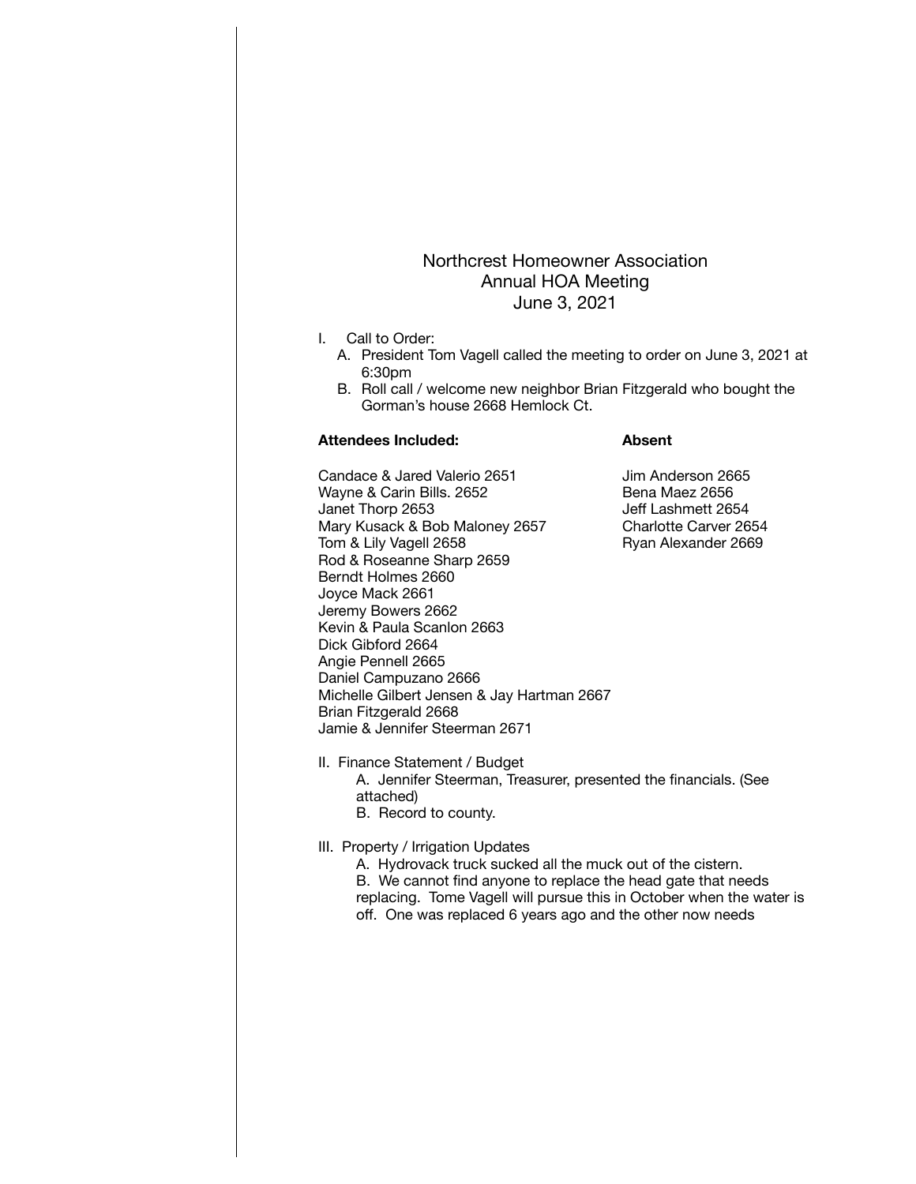Northcrest Homeowner Association
Annual HOA Meeting
June 3, 2021

I. Call to Order:
   A. President Tom Vagell called the meeting to order on June 3, 2021 at 6:30pm
   B. Roll call / welcome new neighbor Brian Fitzgerald who bought the Gorman's house 2668 Hemlock Ct.

| **Attendees Included:** | **Absent** |
| --- | --- |
| Candace & Jared Valerio 2651 | Jim Anderson 2665 |
| Wayne & Carin Bills. 2652 | Bena Maez 2656 |
| Janet Thorp 2653 | Jeff Lashmett 2654 |
| Mary Kusack & Bob Maloney 2657 | Charlotte Carver 2654 |
| Tom & Lily Vagell 2658 | Ryan Alexander 2669 |
| Rod & Roseanne Sharp 2659 | |
| Berndt Holmes 2660 | |
| Joyce Mack 2661 | |
| Jeremy Bowers 2662 | |
| Kevin & Paula Scanlon 2663 | |
| Dick Gibford 2664 | |
| Angie Pennell 2665 | |
| Daniel Campuzano 2666 | |
| Michelle Gilbert Jensen & Jay Hartman 2667 | |
| Brian Fitzgerald 2668 | |
| Jamie & Jennifer Steerman 2671 | |

II. Finance Statement / Budget
   A. Jennifer Steerman, Treasurer, presented the financials. (See attached)
   B. Record to county.

III. Property / Irrigation Updates
   A. Hydrovack truck sucked all the muck out of the cistern.
   B. We cannot find anyone to replace the head gate that needs replacing. Tome Vagell will pursue this in October when the water is off. One was replaced 6 years ago and the other now needs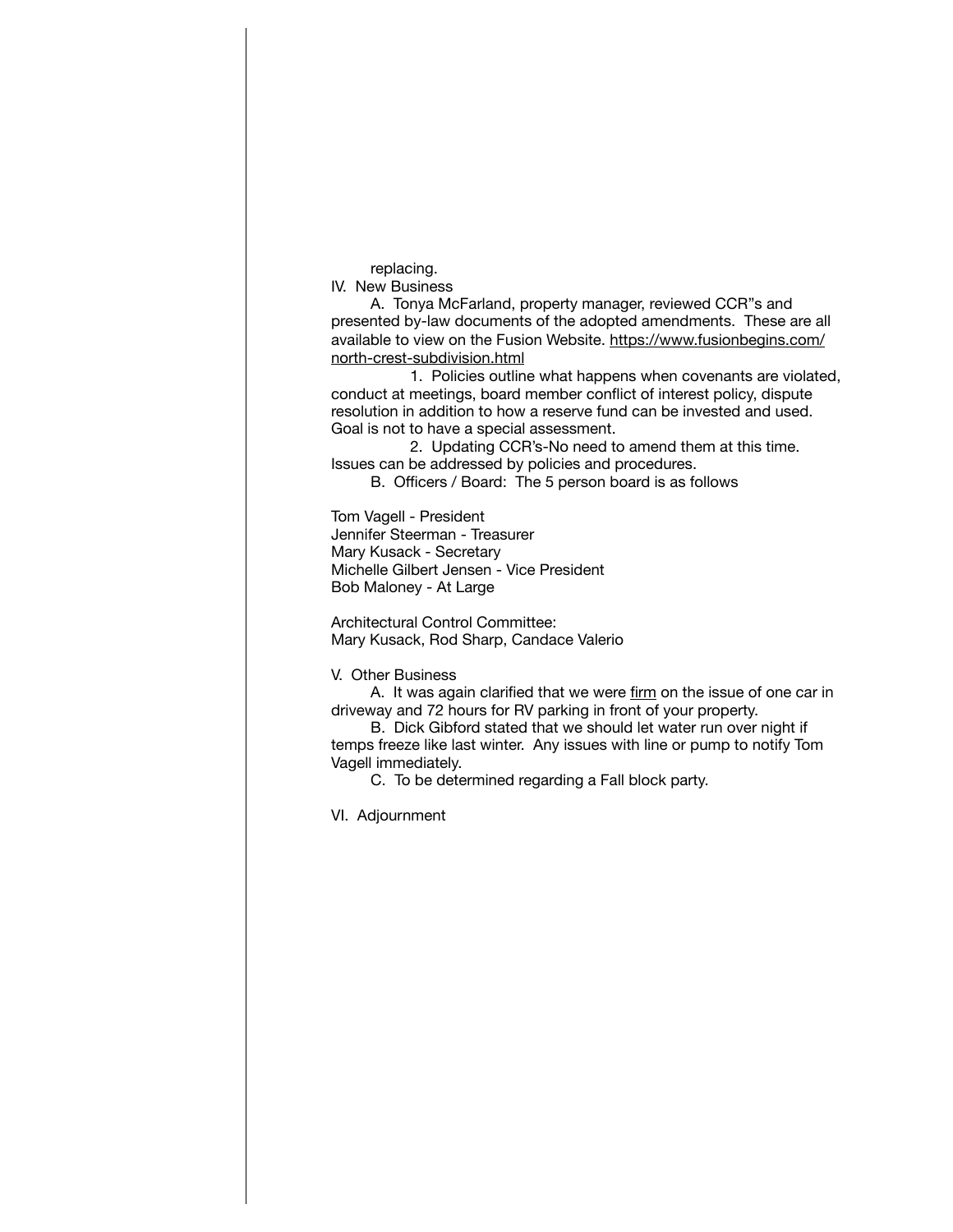replacing.

IV. New Business

A. Tonya McFarland, property manager, reviewed CCR"s and presented by-law documents of the adopted amendments. These are all available to view on the Fusion Website. https://www.fusionbegins.com/north-crest-subdivision.html

1. Policies outline what happens when covenants are violated, conduct at meetings, board member conflict of interest policy, dispute resolution in addition to how a reserve fund can be invested and used. Goal is not to have a special assessment.

2. Updating CCR's-No need to amend them at this time. Issues can be addressed by policies and procedures.

B. Officers / Board: The 5 person board is as follows

Tom Vagell - President
Jennifer Steerman - Treasurer
Mary Kusack - Secretary
Michelle Gilbert Jensen - Vice President
Bob Maloney - At Large

Architectural Control Committee:
Mary Kusack, Rod Sharp, Candace Valerio

V. Other Business

A. It was again clarified that we were <u>firm</u> on the issue of one car in driveway and 72 hours for RV parking in front of your property.

B. Dick Gibford stated that we should let water run over night if temps freeze like last winter. Any issues with line or pump to notify Tom Vagell immediately.

C. To be determined regarding a Fall block party.

VI. Adjournment